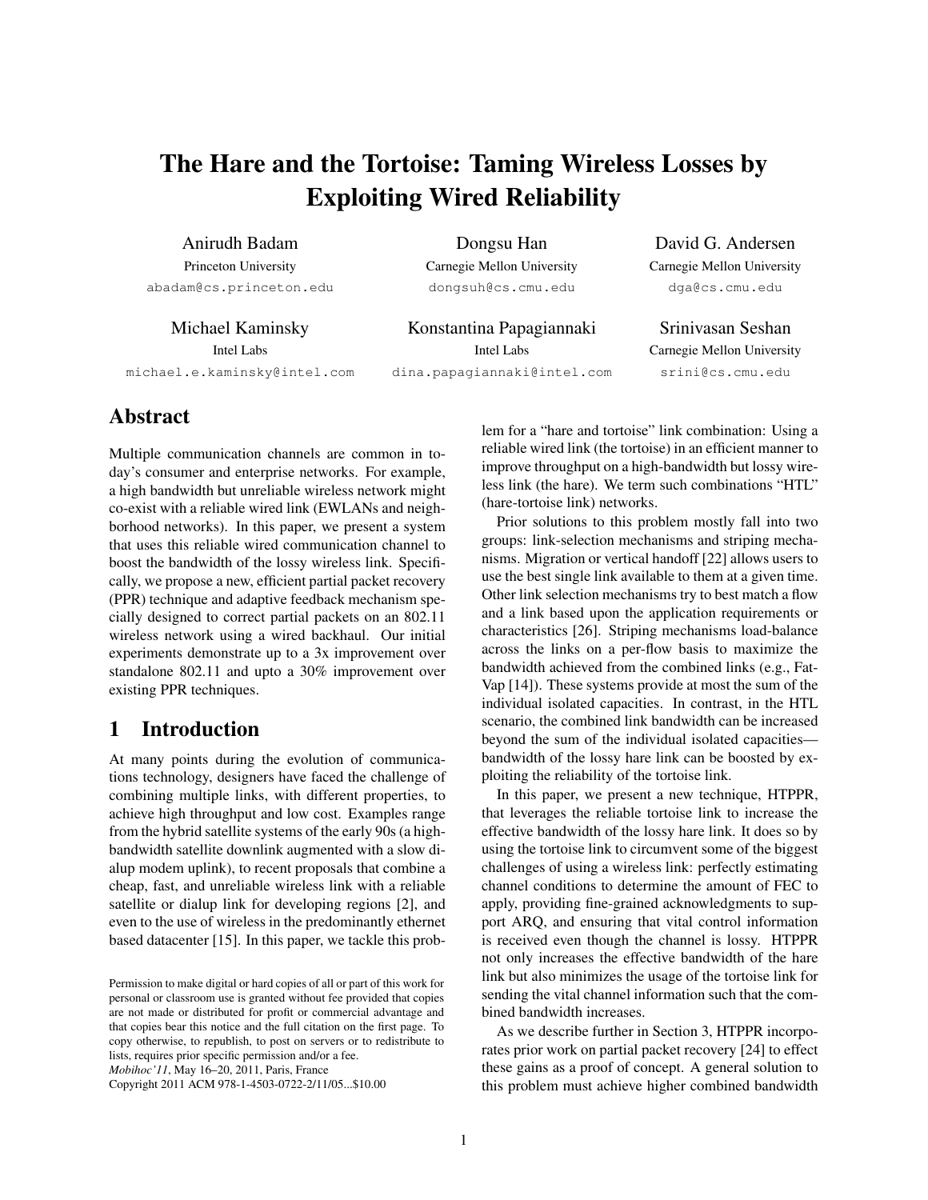# The Hare and the Tortoise: Taming Wireless Losses by Exploiting Wired Reliability

Anirudh Badam
Princeton University
abadam@cs.princeton.edu

Dongsu Han
Carnegie Mellon University
dongsuh@cs.cmu.edu

David G. Andersen
Carnegie Mellon University
dga@cs.cmu.edu

Michael Kaminsky
Intel Labs
michael.e.kaminsky@intel.com

Konstantina Papagiannaki
Intel Labs
dina.papagiannaki@intel.com

Srinivasan Seshan
Carnegie Mellon University
srini@cs.cmu.edu

## Abstract

Multiple communication channels are common in today's consumer and enterprise networks. For example, a high bandwidth but unreliable wireless network might co-exist with a reliable wired link (EWLANs and neighborhood networks). In this paper, we present a system that uses this reliable wired communication channel to boost the bandwidth of the lossy wireless link. Specifically, we propose a new, efficient partial packet recovery (PPR) technique and adaptive feedback mechanism specially designed to correct partial packets on an 802.11 wireless network using a wired backhaul. Our initial experiments demonstrate up to a 3x improvement over standalone 802.11 and upto a 30% improvement over existing PPR techniques.

## 1 Introduction

At many points during the evolution of communications technology, designers have faced the challenge of combining multiple links, with different properties, to achieve high throughput and low cost. Examples range from the hybrid satellite systems of the early 90s (a high-bandwidth satellite downlink augmented with a slow dialup modem uplink), to recent proposals that combine a cheap, fast, and unreliable wireless link with a reliable satellite or dialup link for developing regions [2], and even to the use of wireless in the predominantly ethernet based datacenter [15]. In this paper, we tackle this problem for a "hare and tortoise" link combination: Using a reliable wired link (the tortoise) in an efficient manner to improve throughput on a high-bandwidth but lossy wireless link (the hare). We term such combinations "HTL" (hare-tortoise link) networks.

Prior solutions to this problem mostly fall into two groups: link-selection mechanisms and striping mechanisms. Migration or vertical handoff [22] allows users to use the best single link available to them at a given time. Other link selection mechanisms try to best match a flow and a link based upon the application requirements or characteristics [26]. Striping mechanisms load-balance across the links on a per-flow basis to maximize the bandwidth achieved from the combined links (e.g., FatVap [14]). These systems provide at most the sum of the individual isolated capacities. In contrast, in the HTL scenario, the combined link bandwidth can be increased beyond the sum of the individual isolated capacities—bandwidth of the lossy hare link can be boosted by exploiting the reliability of the tortoise link.

In this paper, we present a new technique, HTPPR, that leverages the reliable tortoise link to increase the effective bandwidth of the lossy hare link. It does so by using the tortoise link to circumvent some of the biggest challenges of using a wireless link: perfectly estimating channel conditions to determine the amount of FEC to apply, providing fine-grained acknowledgments to support ARQ, and ensuring that vital control information is received even though the channel is lossy. HTPPR not only increases the effective bandwidth of the hare link but also minimizes the usage of the tortoise link for sending the vital channel information such that the combined bandwidth increases.

As we describe further in Section 3, HTPPR incorporates prior work on partial packet recovery [24] to effect these gains as a proof of concept. A general solution to this problem must achieve higher combined bandwidth

Permission to make digital or hard copies of all or part of this work for personal or classroom use is granted without fee provided that copies are not made or distributed for profit or commercial advantage and that copies bear this notice and the full citation on the first page. To copy otherwise, to republish, to post on servers or to redistribute to lists, requires prior specific permission and/or a fee.
*Mobihoc'11*, May 16–20, 2011, Paris, France
Copyright 2011 ACM 978-1-4503-0722-2/11/05...$10.00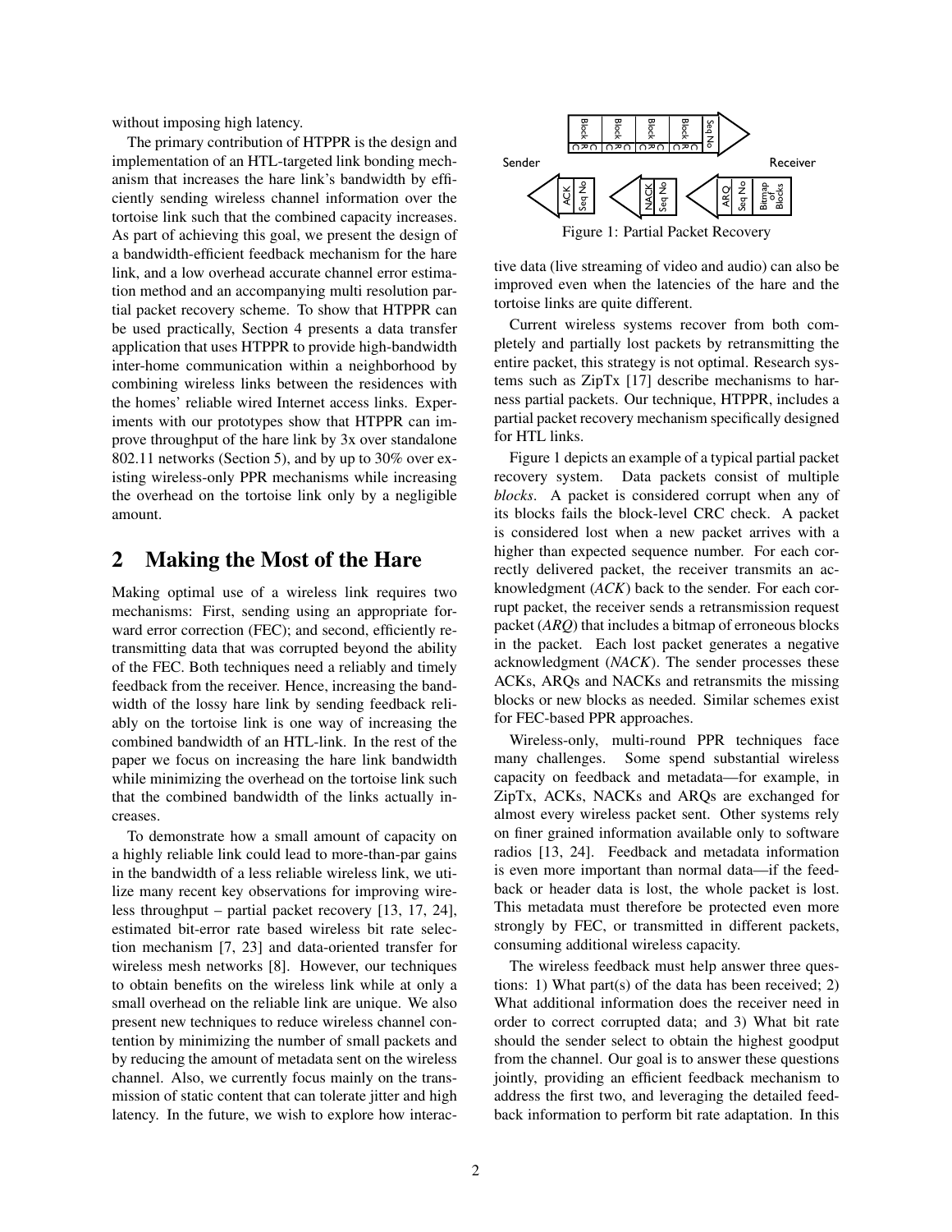without imposing high latency.

The primary contribution of HTPPR is the design and implementation of an HTL-targeted link bonding mechanism that increases the hare link's bandwidth by efficiently sending wireless channel information over the tortoise link such that the combined capacity increases. As part of achieving this goal, we present the design of a bandwidth-efficient feedback mechanism for the hare link, and a low overhead accurate channel error estimation method and an accompanying multi resolution partial packet recovery scheme. To show that HTPPR can be used practically, Section 4 presents a data transfer application that uses HTPPR to provide high-bandwidth inter-home communication within a neighborhood by combining wireless links between the residences with the homes' reliable wired Internet access links. Experiments with our prototypes show that HTPPR can improve throughput of the hare link by 3x over standalone 802.11 networks (Section 5), and by up to 30% over existing wireless-only PPR mechanisms while increasing the overhead on the tortoise link only by a negligible amount.

## 2 Making the Most of the Hare

Making optimal use of a wireless link requires two mechanisms: First, sending using an appropriate forward error correction (FEC); and second, efficiently retransmitting data that was corrupted beyond the ability of the FEC. Both techniques need a reliably and timely feedback from the receiver. Hence, increasing the bandwidth of the lossy hare link by sending feedback reliably on the tortoise link is one way of increasing the combined bandwidth of an HTL-link. In the rest of the paper we focus on increasing the hare link bandwidth while minimizing the overhead on the tortoise link such that the combined bandwidth of the links actually increases.

To demonstrate how a small amount of capacity on a highly reliable link could lead to more-than-par gains in the bandwidth of a less reliable wireless link, we utilize many recent key observations for improving wireless throughput – partial packet recovery [13, 17, 24], estimated bit-error rate based wireless bit rate selection mechanism [7, 23] and data-oriented transfer for wireless mesh networks [8]. However, our techniques to obtain benefits on the wireless link while at only a small overhead on the reliable link are unique. We also present new techniques to reduce wireless channel contention by minimizing the number of small packets and by reducing the amount of metadata sent on the wireless channel. Also, we currently focus mainly on the transmission of static content that can tolerate jitter and high latency. In the future, we wish to explore how interactive data (live streaming of video and audio) can also be improved even when the latencies of the hare and the tortoise links are quite different.

Figure 1: Partial Packet Recovery

Current wireless systems recover from both completely and partially lost packets by retransmitting the entire packet, this strategy is not optimal. Research systems such as ZipTx [17] describe mechanisms to harness partial packets. Our technique, HTPPR, includes a partial packet recovery mechanism specifically designed for HTL links.

Figure 1 depicts an example of a typical partial packet recovery system. Data packets consist of multiple *blocks*. A packet is considered corrupt when any of its blocks fails the block-level CRC check. A packet is considered lost when a new packet arrives with a higher than expected sequence number. For each correctly delivered packet, the receiver transmits an acknowledgment (*ACK*) back to the sender. For each corrupt packet, the receiver sends a retransmission request packet (*ARQ*) that includes a bitmap of erroneous blocks in the packet. Each lost packet generates a negative acknowledgment (*NACK*). The sender processes these ACKs, ARQs and NACKs and retransmits the missing blocks or new blocks as needed. Similar schemes exist for FEC-based PPR approaches.

Wireless-only, multi-round PPR techniques face many challenges. Some spend substantial wireless capacity on feedback and metadata—for example, in ZipTx, ACKs, NACKs and ARQs are exchanged for almost every wireless packet sent. Other systems rely on finer grained information available only to software radios [13, 24]. Feedback and metadata information is even more important than normal data—if the feedback or header data is lost, the whole packet is lost. This metadata must therefore be protected even more strongly by FEC, or transmitted in different packets, consuming additional wireless capacity.

The wireless feedback must help answer three questions: 1) What part(s) of the data has been received; 2) What additional information does the receiver need in order to correct corrupted data; and 3) What bit rate should the sender select to obtain the highest goodput from the channel. Our goal is to answer these questions jointly, providing an efficient feedback mechanism to address the first two, and leveraging the detailed feedback information to perform bit rate adaptation. In this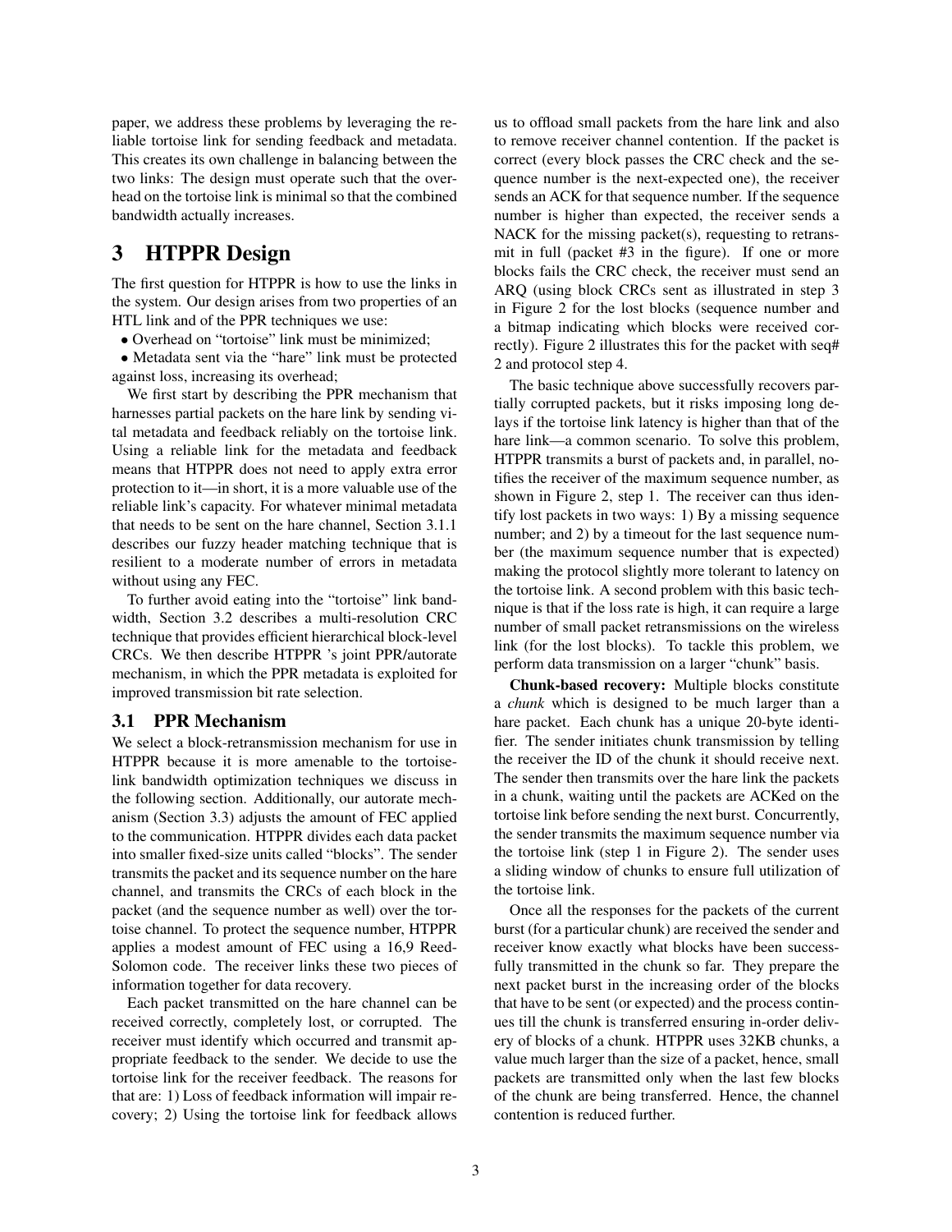paper, we address these problems by leveraging the reliable tortoise link for sending feedback and metadata. This creates its own challenge in balancing between the two links: The design must operate such that the overhead on the tortoise link is minimal so that the combined bandwidth actually increases.

# 3 HTPPR Design

The first question for HTPPR is how to use the links in the system. Our design arises from two properties of an HTL link and of the PPR techniques we use:

- Overhead on "tortoise" link must be minimized;
- Metadata sent via the "hare" link must be protected against loss, increasing its overhead;

We first start by describing the PPR mechanism that harnesses partial packets on the hare link by sending vital metadata and feedback reliably on the tortoise link. Using a reliable link for the metadata and feedback means that HTPPR does not need to apply extra error protection to it—in short, it is a more valuable use of the reliable link's capacity. For whatever minimal metadata that needs to be sent on the hare channel, Section 3.1.1 describes our fuzzy header matching technique that is resilient to a moderate number of errors in metadata without using any FEC.

To further avoid eating into the "tortoise" link bandwidth, Section 3.2 describes a multi-resolution CRC technique that provides efficient hierarchical block-level CRCs. We then describe HTPPR 's joint PPR/autorate mechanism, in which the PPR metadata is exploited for improved transmission bit rate selection.

## 3.1 PPR Mechanism

We select a block-retransmission mechanism for use in HTPPR because it is more amenable to the tortoise-link bandwidth optimization techniques we discuss in the following section. Additionally, our autorate mechanism (Section 3.3) adjusts the amount of FEC applied to the communication. HTPPR divides each data packet into smaller fixed-size units called "blocks". The sender transmits the packet and its sequence number on the hare channel, and transmits the CRCs of each block in the packet (and the sequence number as well) over the tortoise channel. To protect the sequence number, HTPPR applies a modest amount of FEC using a 16,9 Reed-Solomon code. The receiver links these two pieces of information together for data recovery.

Each packet transmitted on the hare channel can be received correctly, completely lost, or corrupted. The receiver must identify which occurred and transmit appropriate feedback to the sender. We decide to use the tortoise link for the receiver feedback. The reasons for that are: 1) Loss of feedback information will impair recovery; 2) Using the tortoise link for feedback allows us to offload small packets from the hare link and also to remove receiver channel contention. If the packet is correct (every block passes the CRC check and the sequence number is the next-expected one), the receiver sends an ACK for that sequence number. If the sequence number is higher than expected, the receiver sends a NACK for the missing packet(s), requesting to retransmit in full (packet #3 in the figure). If one or more blocks fails the CRC check, the receiver must send an ARQ (using block CRCs sent as illustrated in step 3 in Figure 2 for the lost blocks (sequence number and a bitmap indicating which blocks were received correctly). Figure 2 illustrates this for the packet with seq# 2 and protocol step 4.

The basic technique above successfully recovers partially corrupted packets, but it risks imposing long delays if the tortoise link latency is higher than that of the hare link—a common scenario. To solve this problem, HTPPR transmits a burst of packets and, in parallel, notifies the receiver of the maximum sequence number, as shown in Figure 2, step 1. The receiver can thus identify lost packets in two ways: 1) By a missing sequence number; and 2) by a timeout for the last sequence number (the maximum sequence number that is expected) making the protocol slightly more tolerant to latency on the tortoise link. A second problem with this basic technique is that if the loss rate is high, it can require a large number of small packet retransmissions on the wireless link (for the lost blocks). To tackle this problem, we perform data transmission on a larger "chunk" basis.

**Chunk-based recovery:** Multiple blocks constitute a *chunk* which is designed to be much larger than a hare packet. Each chunk has a unique 20-byte identifier. The sender initiates chunk transmission by telling the receiver the ID of the chunk it should receive next. The sender then transmits over the hare link the packets in a chunk, waiting until the packets are ACKed on the tortoise link before sending the next burst. Concurrently, the sender transmits the maximum sequence number via the tortoise link (step 1 in Figure 2). The sender uses a sliding window of chunks to ensure full utilization of the tortoise link.

Once all the responses for the packets of the current burst (for a particular chunk) are received the sender and receiver know exactly what blocks have been successfully transmitted in the chunk so far. They prepare the next packet burst in the increasing order of the blocks that have to be sent (or expected) and the process continues till the chunk is transferred ensuring in-order delivery of blocks of a chunk. HTPPR uses 32KB chunks, a value much larger than the size of a packet, hence, small packets are transmitted only when the last few blocks of the chunk are being transferred. Hence, the channel contention is reduced further.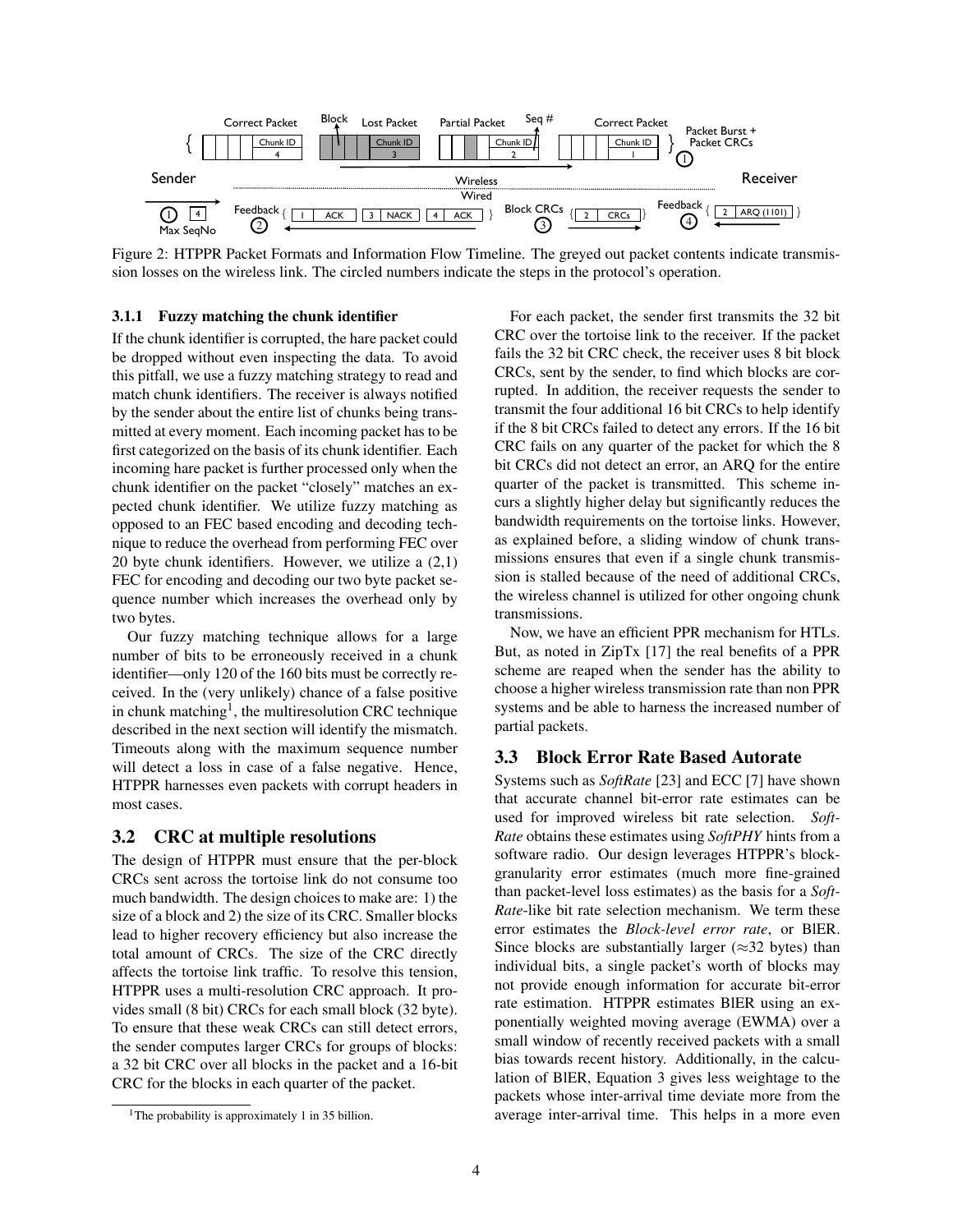Figure 2: HTPPR Packet Formats and Information Flow Timeline. The greyed out packet contents indicate transmission losses on the wireless link. The circled numbers indicate the steps in the protocol's operation.

#### 3.1.1 Fuzzy matching the chunk identifier

If the chunk identifier is corrupted, the hare packet could be dropped without even inspecting the data. To avoid this pitfall, we use a fuzzy matching strategy to read and match chunk identifiers. The receiver is always notified by the sender about the entire list of chunks being transmitted at every moment. Each incoming packet has to be first categorized on the basis of its chunk identifier. Each incoming hare packet is further processed only when the chunk identifier on the packet "closely" matches an expected chunk identifier. We utilize fuzzy matching as opposed to an FEC based encoding and decoding technique to reduce the overhead from performing FEC over 20 byte chunk identifiers. However, we utilize a (2,1) FEC for encoding and decoding our two byte packet sequence number which increases the overhead only by two bytes.

Our fuzzy matching technique allows for a large number of bits to be erroneously received in a chunk identifier—only 120 of the 160 bits must be correctly received. In the (very unlikely) chance of a false positive in chunk matching[1], the multiresolution CRC technique described in the next section will identify the mismatch. Timeouts along with the maximum sequence number will detect a loss in case of a false negative. Hence, HTPPR harnesses even packets with corrupt headers in most cases.

### 3.2 CRC at multiple resolutions

The design of HTPPR must ensure that the per-block CRCs sent across the tortoise link do not consume too much bandwidth. The design choices to make are: 1) the size of a block and 2) the size of its CRC. Smaller blocks lead to higher recovery efficiency but also increase the total amount of CRCs. The size of the CRC directly affects the tortoise link traffic. To resolve this tension, HTPPR uses a multi-resolution CRC approach. It provides small (8 bit) CRCs for each small block (32 byte). To ensure that these weak CRCs can still detect errors, the sender computes larger CRCs for groups of blocks: a 32 bit CRC over all blocks in the packet and a 16-bit CRC for the blocks in each quarter of the packet.

For each packet, the sender first transmits the 32 bit CRC over the tortoise link to the receiver. If the packet fails the 32 bit CRC check, the receiver uses 8 bit block CRCs, sent by the sender, to find which blocks are corrupted. In addition, the receiver requests the sender to transmit the four additional 16 bit CRCs to help identify if the 8 bit CRCs failed to detect any errors. If the 16 bit CRC fails on any quarter of the packet for which the 8 bit CRCs did not detect an error, an ARQ for the entire quarter of the packet is transmitted. This scheme incurs a slightly higher delay but significantly reduces the bandwidth requirements on the tortoise links. However, as explained before, a sliding window of chunk transmissions ensures that even if a single chunk transmission is stalled because of the need of additional CRCs, the wireless channel is utilized for other ongoing chunk transmissions.

Now, we have an efficient PPR mechanism for HTLs. But, as noted in ZipTx [17] the real benefits of a PPR scheme are reaped when the sender has the ability to choose a higher wireless transmission rate than non PPR systems and be able to harness the increased number of partial packets.

### 3.3 Block Error Rate Based Autorate

Systems such as *SoftRate* [23] and ECC [7] have shown that accurate channel bit-error rate estimates can be used for improved wireless bit rate selection. *SoftRate* obtains these estimates using *SoftPHY* hints from a software radio. Our design leverages HTPPR's block-granularity error estimates (much more fine-grained than packet-level loss estimates) as the basis for a *SoftRate*-like bit rate selection mechanism. We term these error estimates the *Block-level error rate*, or BlER. Since blocks are substantially larger (≈32 bytes) than individual bits, a single packet's worth of blocks may not provide enough information for accurate bit-error rate estimation. HTPPR estimates BlER using an exponentially weighted moving average (EWMA) over a small window of recently received packets with a small bias towards recent history. Additionally, in the calculation of BlER, Equation 3 gives less weightage to the packets whose inter-arrival time deviate more from the average inter-arrival time. This helps in a more even

[1] The probability is approximately 1 in 35 billion.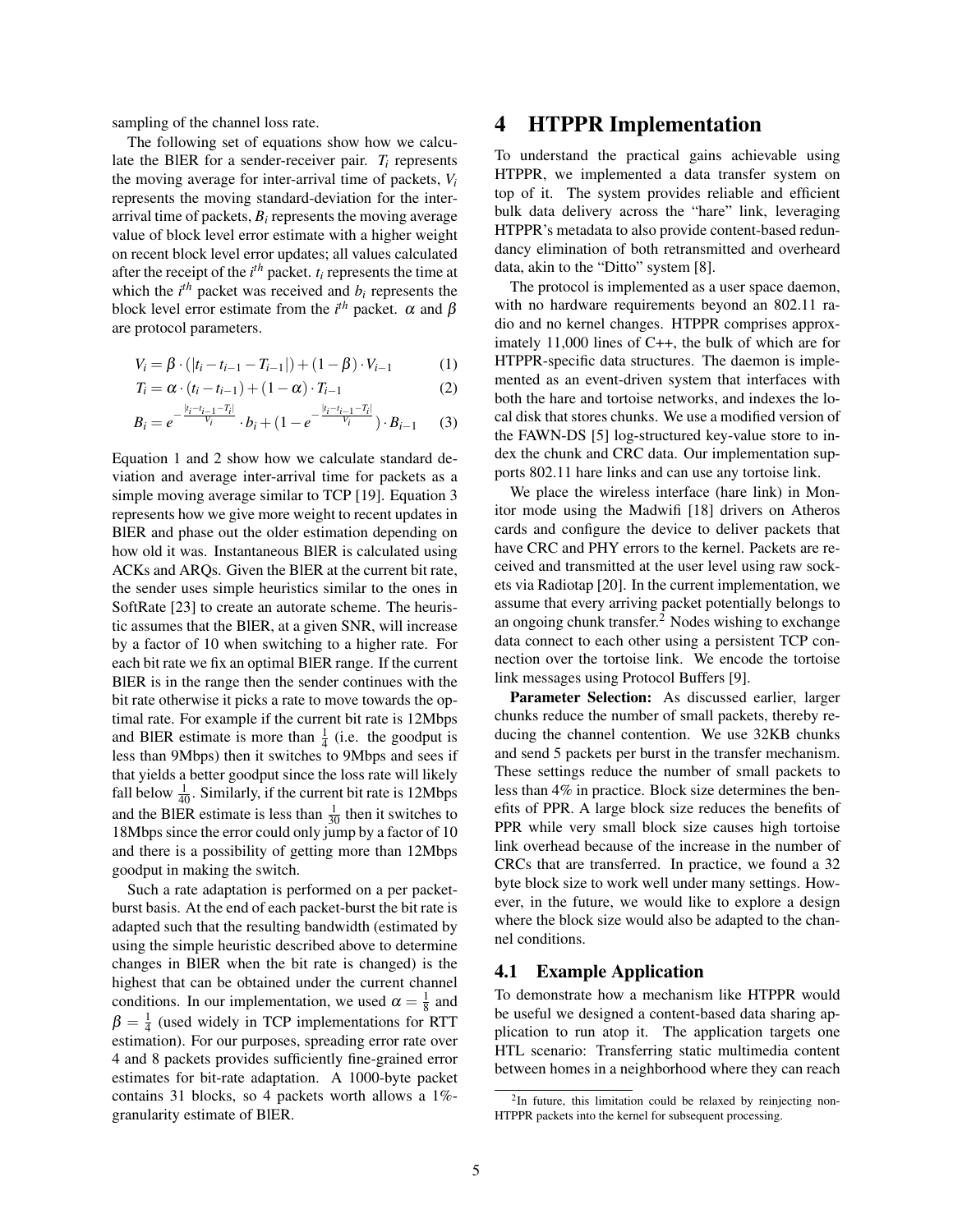sampling of the channel loss rate.

The following set of equations show how we calculate the BlER for a sender-receiver pair. $T_i$ represents the moving average for inter-arrival time of packets, $V_i$ represents the moving standard-deviation for the inter-arrival time of packets, $B_i$ represents the moving average value of block level error estimate with a higher weight on recent block level error updates; all values calculated after the receipt of the $i^{th}$ packet. $t_i$ represents the time at which the $i^{th}$ packet was received and $b_i$ represents the block level error estimate from the $i^{th}$ packet. $\alpha$ and $\beta$ are protocol parameters.

$$V_i = \beta \cdot (|t_i - t_{i-1} - T_{i-1}|) + (1-\beta) \cdot V_{i-1} \tag{1}$$

$$T_i = \alpha \cdot (t_i - t_{i-1}) + (1-\alpha) \cdot T_{i-1} \tag{2}$$

$$B_i = e^{-\frac{|t_i - t_{i-1} - T_i|}{V_i}} \cdot b_i + (1 - e^{-\frac{|t_i - t_{i-1} - T_i|}{V_i}}) \cdot B_{i-1} \tag{3}$$

Equation 1 and 2 show how we calculate standard deviation and average inter-arrival time for packets as a simple moving average similar to TCP [19]. Equation 3 represents how we give more weight to recent updates in BlER and phase out the older estimation depending on how old it was. Instantaneous BlER is calculated using ACKs and ARQs. Given the BlER at the current bit rate, the sender uses simple heuristics similar to the ones in SoftRate [23] to create an autorate scheme. The heuristic assumes that the BlER, at a given SNR, will increase by a factor of 10 when switching to a higher rate. For each bit rate we fix an optimal BlER range. If the current BlER is in the range then the sender continues with the bit rate otherwise it picks a rate to move towards the optimal rate. For example if the current bit rate is 12Mbps and BlER estimate is more than $\frac{1}{4}$ (i.e. the goodput is less than 9Mbps) then it switches to 9Mbps and sees if that yields a better goodput since the loss rate will likely fall below $\frac{1}{40}$. Similarly, if the current bit rate is 12Mbps and the BlER estimate is less than $\frac{1}{30}$ then it switches to 18Mbps since the error could only jump by a factor of 10 and there is a possibility of getting more than 12Mbps goodput in making the switch.

Such a rate adaptation is performed on a per packet-burst basis. At the end of each packet-burst the bit rate is adapted such that the resulting bandwidth (estimated by using the simple heuristic described above to determine changes in BlER when the bit rate is changed) is the highest that can be obtained under the current channel conditions. In our implementation, we used $\alpha = \frac{1}{8}$ and $\beta = \frac{1}{4}$ (used widely in TCP implementations for RTT estimation). For our purposes, spreading error rate over 4 and 8 packets provides sufficiently fine-grained error estimates for bit-rate adaptation. A 1000-byte packet contains 31 blocks, so 4 packets worth allows a 1%-granularity estimate of BlER.

# 4 HTPPR Implementation

To understand the practical gains achievable using HTPPR, we implemented a data transfer system on top of it. The system provides reliable and efficient bulk data delivery across the "hare" link, leveraging HTPPR's metadata to also provide content-based redundancy elimination of both retransmitted and overheard data, akin to the "Ditto" system [8].

The protocol is implemented as a user space daemon, with no hardware requirements beyond an 802.11 radio and no kernel changes. HTPPR comprises approximately 11,000 lines of C++, the bulk of which are for HTPPR-specific data structures. The daemon is implemented as an event-driven system that interfaces with both the hare and tortoise networks, and indexes the local disk that stores chunks. We use a modified version of the FAWN-DS [5] log-structured key-value store to index the chunk and CRC data. Our implementation supports 802.11 hare links and can use any tortoise link.

We place the wireless interface (hare link) in Monitor mode using the Madwifi [18] drivers on Atheros cards and configure the device to deliver packets that have CRC and PHY errors to the kernel. Packets are received and transmitted at the user level using raw sockets via Radiotap [20]. In the current implementation, we assume that every arriving packet potentially belongs to an ongoing chunk transfer.[2] Nodes wishing to exchange data connect to each other using a persistent TCP connection over the tortoise link. We encode the tortoise link messages using Protocol Buffers [9].

**Parameter Selection:** As discussed earlier, larger chunks reduce the number of small packets, thereby reducing the channel contention. We use 32KB chunks and send 5 packets per burst in the transfer mechanism. These settings reduce the number of small packets to less than 4% in practice. Block size determines the benefits of PPR. A large block size reduces the benefits of PPR while very small block size causes high tortoise link overhead because of the increase in the number of CRCs that are transferred. In practice, we found a 32 byte block size to work well under many settings. However, in the future, we would like to explore a design where the block size would also be adapted to the channel conditions.

## 4.1 Example Application

To demonstrate how a mechanism like HTPPR would be useful we designed a content-based data sharing application to run atop it. The application targets one HTL scenario: Transferring static multimedia content between homes in a neighborhood where they can reach

[2] In future, this limitation could be relaxed by reinjecting non-HTPPR packets into the kernel for subsequent processing.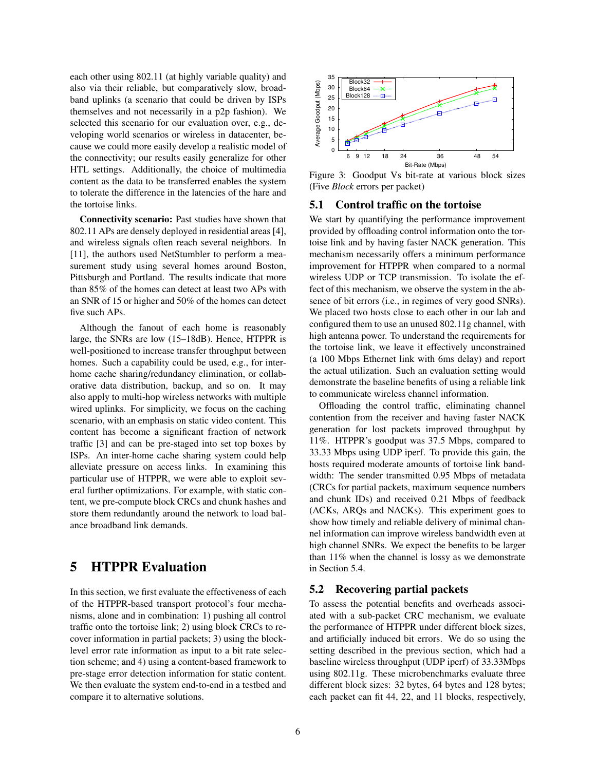each other using 802.11 (at highly variable quality) and also via their reliable, but comparatively slow, broadband uplinks (a scenario that could be driven by ISPs themselves and not necessarily in a p2p fashion). We selected this scenario for our evaluation over, e.g., developing world scenarios or wireless in datacenter, because we could more easily develop a realistic model of the connectivity; our results easily generalize for other HTL settings. Additionally, the choice of multimedia content as the data to be transferred enables the system to tolerate the difference in the latencies of the hare and the tortoise links.

**Connectivity scenario:** Past studies have shown that 802.11 APs are densely deployed in residential areas [4], and wireless signals often reach several neighbors. In [11], the authors used NetStumbler to perform a measurement study using several homes around Boston, Pittsburgh and Portland. The results indicate that more than 85% of the homes can detect at least two APs with an SNR of 15 or higher and 50% of the homes can detect five such APs.

Although the fanout of each home is reasonably large, the SNRs are low (15–18dB). Hence, HTPPR is well-positioned to increase transfer throughput between homes. Such a capability could be used, e.g., for inter-home cache sharing/redundancy elimination, or collaborative data distribution, backup, and so on. It may also apply to multi-hop wireless networks with multiple wired uplinks. For simplicity, we focus on the caching scenario, with an emphasis on static video content. This content has become a significant fraction of network traffic [3] and can be pre-staged into set top boxes by ISPs. An inter-home cache sharing system could help alleviate pressure on access links. In examining this particular use of HTPPR, we were able to exploit several further optimizations. For example, with static content, we pre-compute block CRCs and chunk hashes and store them redundantly around the network to load balance broadband link demands.

# 5 HTPPR Evaluation

In this section, we first evaluate the effectiveness of each of the HTPPR-based transport protocol's four mechanisms, alone and in combination: 1) pushing all control traffic onto the tortoise link; 2) using block CRCs to recover information in partial packets; 3) using the block-level error rate information as input to a bit rate selection scheme; and 4) using a content-based framework to pre-stage error detection information for static content. We then evaluate the system end-to-end in a testbed and compare it to alternative solutions.

Figure 3: Goodput Vs bit-rate at various block sizes (Five *Block* errors per packet)

## 5.1 Control traffic on the tortoise

We start by quantifying the performance improvement provided by offloading control information onto the tortoise link and by having faster NACK generation. This mechanism necessarily offers a minimum performance improvement for HTPPR when compared to a normal wireless UDP or TCP transmission. To isolate the effect of this mechanism, we observe the system in the absence of bit errors (i.e., in regimes of very good SNRs). We placed two hosts close to each other in our lab and configured them to use an unused 802.11g channel, with high antenna power. To understand the requirements for the tortoise link, we leave it effectively unconstrained (a 100 Mbps Ethernet link with 6ms delay) and report the actual utilization. Such an evaluation setting would demonstrate the baseline benefits of using a reliable link to communicate wireless channel information.

Offloading the control traffic, eliminating channel contention from the receiver and having faster NACK generation for lost packets improved throughput by 11%. HTPPR's goodput was 37.5 Mbps, compared to 33.33 Mbps using UDP iperf. To provide this gain, the hosts required moderate amounts of tortoise link bandwidth: The sender transmitted 0.95 Mbps of metadata (CRCs for partial packets, maximum sequence numbers and chunk IDs) and received 0.21 Mbps of feedback (ACKs, ARQs and NACKs). This experiment goes to show how timely and reliable delivery of minimal channel information can improve wireless bandwidth even at high channel SNRs. We expect the benefits to be larger than 11% when the channel is lossy as we demonstrate in Section 5.4.

## 5.2 Recovering partial packets

To assess the potential benefits and overheads associated with a sub-packet CRC mechanism, we evaluate the performance of HTPPR under different block sizes, and artificially induced bit errors. We do so using the setting described in the previous section, which had a baseline wireless throughput (UDP iperf) of 33.33Mbps using 802.11g. These microbenchmarks evaluate three different block sizes: 32 bytes, 64 bytes and 128 bytes; each packet can fit 44, 22, and 11 blocks, respectively,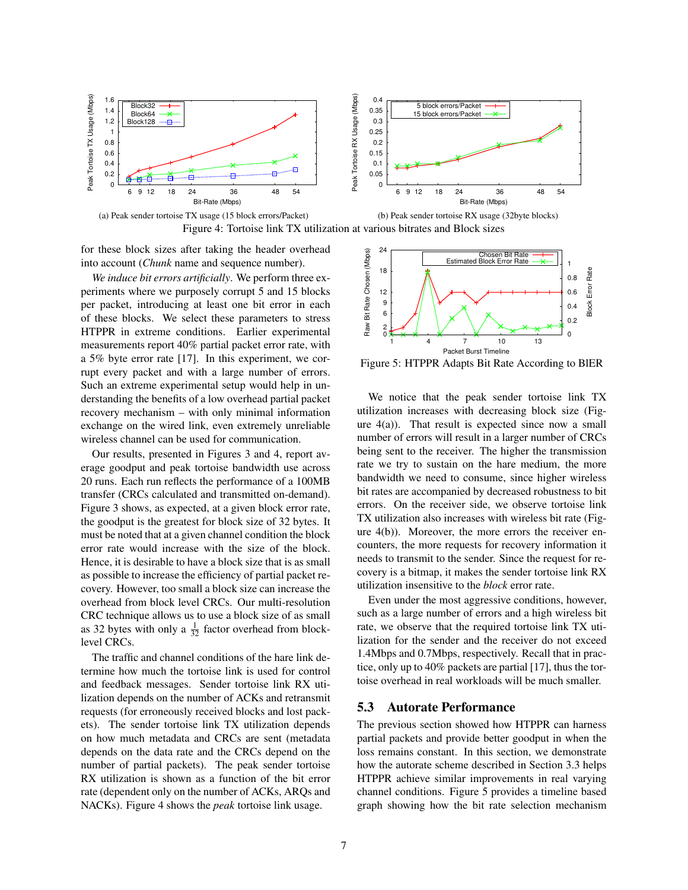(a) Peak sender tortoise TX usage (15 block errors/Packet)

(b) Peak sender tortoise RX usage (32byte blocks)

Figure 4: Tortoise link TX utilization at various bitrates and Block sizes

for these block sizes after taking the header overhead into account (*Chunk* name and sequence number).

*We induce bit errors artificially*. We perform three experiments where we purposely corrupt 5 and 15 blocks per packet, introducing at least one bit error in each of these blocks. We select these parameters to stress HTPPR in extreme conditions. Earlier experimental measurements report 40% partial packet error rate, with a 5% byte error rate [17]. In this experiment, we corrupt every packet and with a large number of errors. Such an extreme experimental setup would help in understanding the benefits of a low overhead partial packet recovery mechanism – with only minimal information exchange on the wired link, even extremely unreliable wireless channel can be used for communication.

Our results, presented in Figures 3 and 4, report average goodput and peak tortoise bandwidth use across 20 runs. Each run reflects the performance of a 100MB transfer (CRCs calculated and transmitted on-demand). Figure 3 shows, as expected, at a given block error rate, the goodput is the greatest for block size of 32 bytes. It must be noted that at a given channel condition the block error rate would increase with the size of the block. Hence, it is desirable to have a block size that is as small as possible to increase the efficiency of partial packet recovery. However, too small a block size can increase the overhead from block level CRCs. Our multi-resolution CRC technique allows us to use a block size of as small as 32 bytes with only a $\frac{1}{32}$ factor overhead from block-level CRCs.

The traffic and channel conditions of the hare link determine how much the tortoise link is used for control and feedback messages. Sender tortoise link RX utilization depends on the number of ACKs and retransmit requests (for erroneously received blocks and lost packets). The sender tortoise link TX utilization depends on how much metadata and CRCs are sent (metadata depends on the data rate and the CRCs depend on the number of partial packets). The peak sender tortoise RX utilization is shown as a function of the bit error rate (dependent only on the number of ACKs, ARQs and NACKs). Figure 4 shows the *peak* tortoise link usage.

Figure 5: HTPPR Adapts Bit Rate According to BlER

We notice that the peak sender tortoise link TX utilization increases with decreasing block size (Figure 4(a)). That result is expected since now a small number of errors will result in a larger number of CRCs being sent to the receiver. The higher the transmission rate we try to sustain on the hare medium, the more bandwidth we need to consume, since higher wireless bit rates are accompanied by decreased robustness to bit errors. On the receiver side, we observe tortoise link TX utilization also increases with wireless bit rate (Figure 4(b)). Moreover, the more errors the receiver encounters, the more requests for recovery information it needs to transmit to the sender. Since the request for recovery is a bitmap, it makes the sender tortoise link RX utilization insensitive to the *block* error rate.

Even under the most aggressive conditions, however, such as a large number of errors and a high wireless bit rate, we observe that the required tortoise link TX utilization for the sender and the receiver do not exceed 1.4Mbps and 0.7Mbps, respectively. Recall that in practice, only up to 40% packets are partial [17], thus the tortoise overhead in real workloads will be much smaller.

## 5.3 Autorate Performance

The previous section showed how HTPPR can harness partial packets and provide better goodput in when the loss remains constant. In this section, we demonstrate how the autorate scheme described in Section 3.3 helps HTPPR achieve similar improvements in real varying channel conditions. Figure 5 provides a timeline based graph showing how the bit rate selection mechanism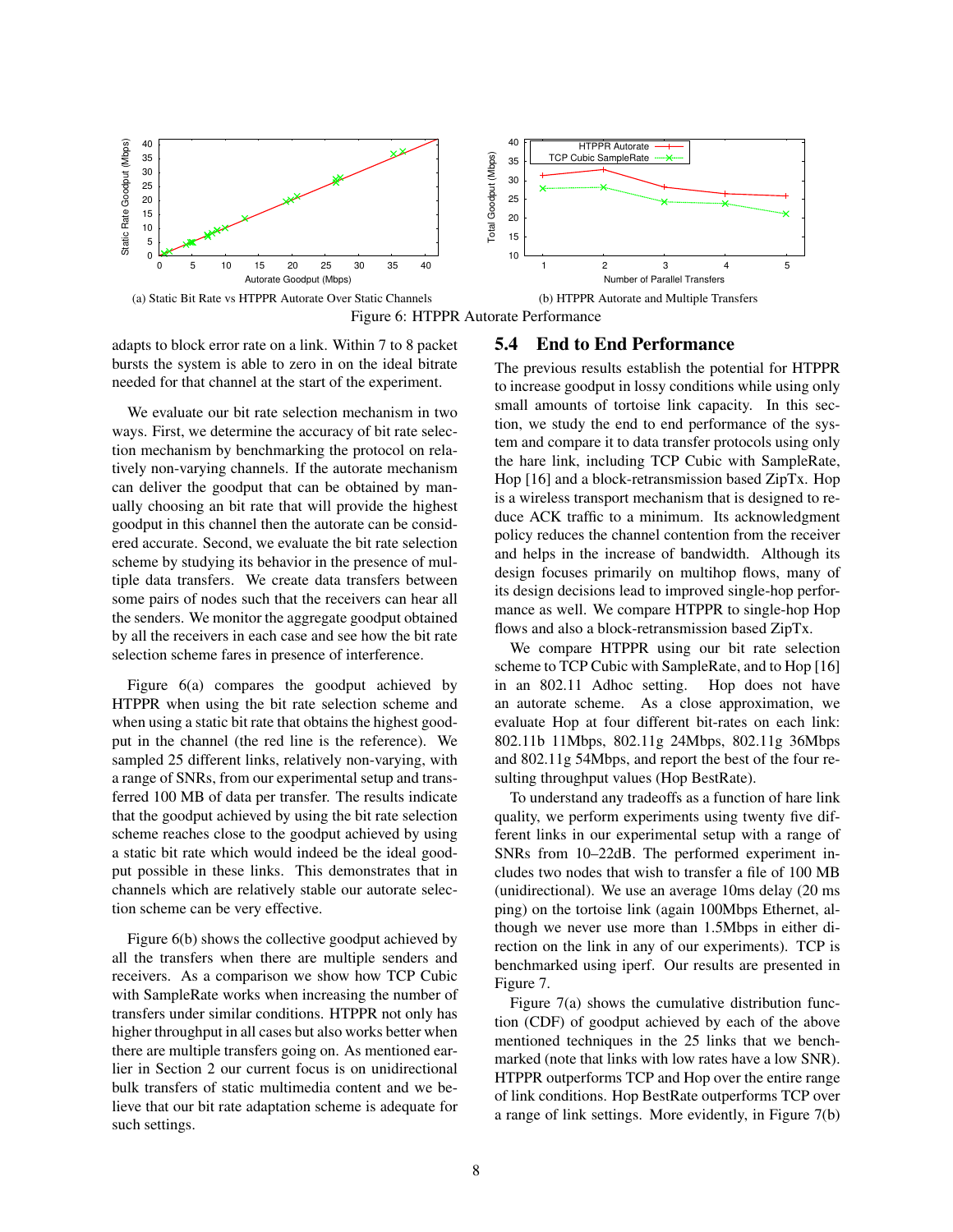(a) Static Bit Rate vs HTPPR Autorate Over Static Channels

(b) HTPPR Autorate and Multiple Transfers

Figure 6: HTPPR Autorate Performance

adapts to block error rate on a link. Within 7 to 8 packet bursts the system is able to zero in on the ideal bitrate needed for that channel at the start of the experiment.

We evaluate our bit rate selection mechanism in two ways. First, we determine the accuracy of bit rate selection mechanism by benchmarking the protocol on relatively non-varying channels. If the autorate mechanism can deliver the goodput that can be obtained by manually choosing an bit rate that will provide the highest goodput in this channel then the autorate can be considered accurate. Second, we evaluate the bit rate selection scheme by studying its behavior in the presence of multiple data transfers. We create data transfers between some pairs of nodes such that the receivers can hear all the senders. We monitor the aggregate goodput obtained by all the receivers in each case and see how the bit rate selection scheme fares in presence of interference.

Figure 6(a) compares the goodput achieved by HTPPR when using the bit rate selection scheme and when using a static bit rate that obtains the highest goodput in the channel (the red line is the reference). We sampled 25 different links, relatively non-varying, with a range of SNRs, from our experimental setup and transferred 100 MB of data per transfer. The results indicate that the goodput achieved by using the bit rate selection scheme reaches close to the goodput achieved by using a static bit rate which would indeed be the ideal goodput possible in these links. This demonstrates that in channels which are relatively stable our autorate selection scheme can be very effective.

Figure 6(b) shows the collective goodput achieved by all the transfers when there are multiple senders and receivers. As a comparison we show how TCP Cubic with SampleRate works when increasing the number of transfers under similar conditions. HTPPR not only has higher throughput in all cases but also works better when there are multiple transfers going on. As mentioned earlier in Section 2 our current focus is on unidirectional bulk transfers of static multimedia content and we believe that our bit rate adaptation scheme is adequate for such settings.

## 5.4 End to End Performance

The previous results establish the potential for HTPPR to increase goodput in lossy conditions while using only small amounts of tortoise link capacity. In this section, we study the end to end performance of the system and compare it to data transfer protocols using only the hare link, including TCP Cubic with SampleRate, Hop [16] and a block-retransmission based ZipTx. Hop is a wireless transport mechanism that is designed to reduce ACK traffic to a minimum. Its acknowledgment policy reduces the channel contention from the receiver and helps in the increase of bandwidth. Although its design focuses primarily on multihop flows, many of its design decisions lead to improved single-hop performance as well. We compare HTPPR to single-hop Hop flows and also a block-retransmission based ZipTx.

We compare HTPPR using our bit rate selection scheme to TCP Cubic with SampleRate, and to Hop [16] in an 802.11 Adhoc setting. Hop does not have an autorate scheme. As a close approximation, we evaluate Hop at four different bit-rates on each link: 802.11b 11Mbps, 802.11g 24Mbps, 802.11g 36Mbps and 802.11g 54Mbps, and report the best of the four resulting throughput values (Hop BestRate).

To understand any tradeoffs as a function of hare link quality, we perform experiments using twenty five different links in our experimental setup with a range of SNRs from 10–22dB. The performed experiment includes two nodes that wish to transfer a file of 100 MB (unidirectional). We use an average 10ms delay (20 ms ping) on the tortoise link (again 100Mbps Ethernet, although we never use more than 1.5Mbps in either direction on the link in any of our experiments). TCP is benchmarked using iperf. Our results are presented in Figure 7.

Figure 7(a) shows the cumulative distribution function (CDF) of goodput achieved by each of the above mentioned techniques in the 25 links that we benchmarked (note that links with low rates have a low SNR). HTPPR outperforms TCP and Hop over the entire range of link conditions. Hop BestRate outperforms TCP over a range of link settings. More evidently, in Figure 7(b)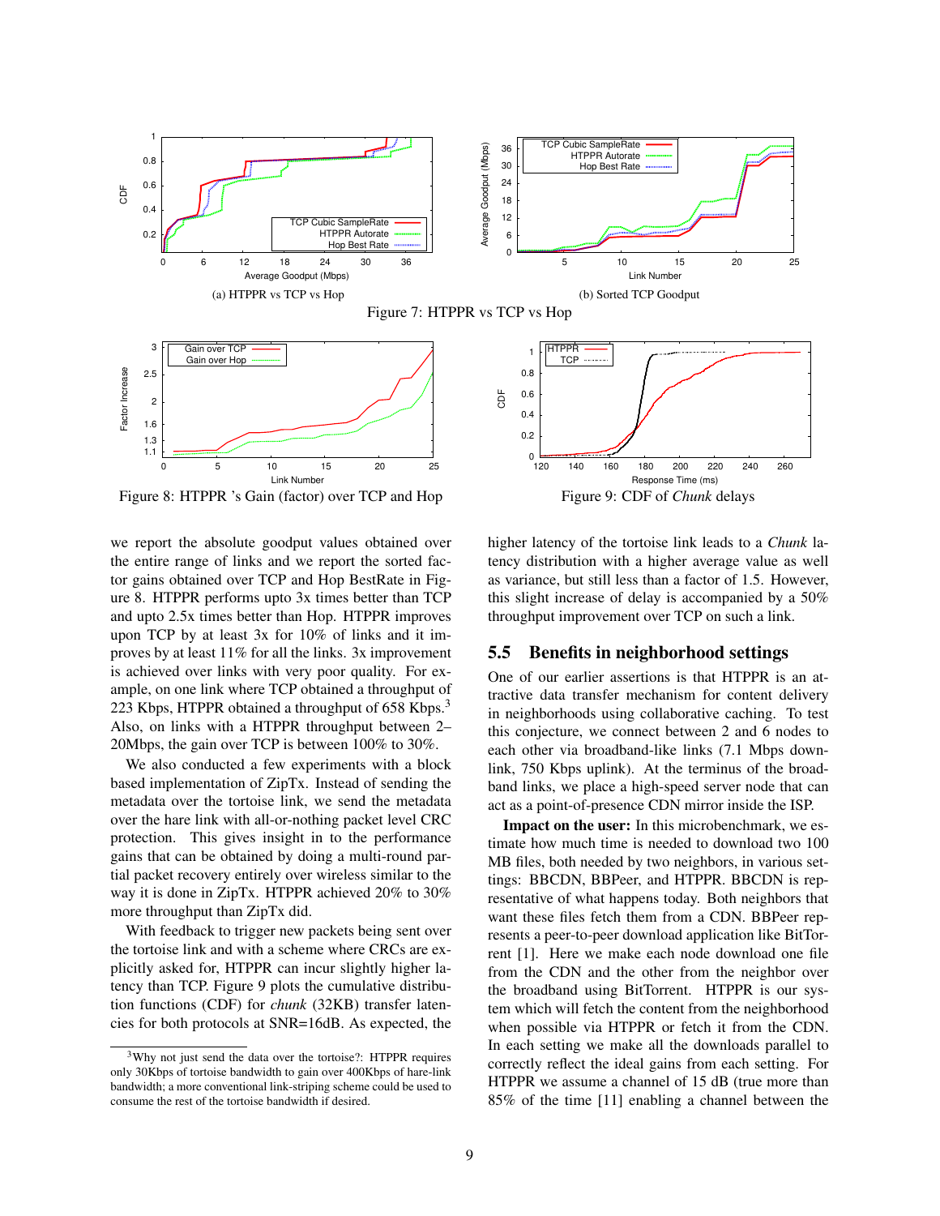(a) HTPPR vs TCP vs Hop

(b) Sorted TCP Goodput

Figure 7: HTPPR vs TCP vs Hop

Figure 8: HTPPR 's Gain (factor) over TCP and Hop

Figure 9: CDF of *Chunk* delays

we report the absolute goodput values obtained over the entire range of links and we report the sorted factor gains obtained over TCP and Hop BestRate in Figure 8. HTPPR performs upto 3x times better than TCP and upto 2.5x times better than Hop. HTPPR improves upon TCP by at least 3x for 10% of links and it improves by at least 11% for all the links. 3x improvement is achieved over links with very poor quality. For example, on one link where TCP obtained a throughput of 223 Kbps, HTPPR obtained a throughput of 658 Kbps.[3] Also, on links with a HTPPR throughput between 2–20Mbps, the gain over TCP is between 100% to 30%.

We also conducted a few experiments with a block based implementation of ZipTx. Instead of sending the metadata over the tortoise link, we send the metadata over the hare link with all-or-nothing packet level CRC protection. This gives insight in to the performance gains that can be obtained by doing a multi-round partial packet recovery entirely over wireless similar to the way it is done in ZipTx. HTPPR achieved 20% to 30% more throughput than ZipTx did.

With feedback to trigger new packets being sent over the tortoise link and with a scheme where CRCs are explicitly asked for, HTPPR can incur slightly higher latency than TCP. Figure 9 plots the cumulative distribution functions (CDF) for *chunk* (32KB) transfer latencies for both protocols at SNR=16dB. As expected, the higher latency of the tortoise link leads to a *Chunk* latency distribution with a higher average value as well as variance, but still less than a factor of 1.5. However, this slight increase of delay is accompanied by a 50% throughput improvement over TCP on such a link.

[3] Why not just send the data over the tortoise?: HTPPR requires only 30Kbps of tortoise bandwidth to gain over 400Kbps of hare-link bandwidth; a more conventional link-striping scheme could be used to consume the rest of the tortoise bandwidth if desired.

## 5.5 Benefits in neighborhood settings

One of our earlier assertions is that HTPPR is an attractive data transfer mechanism for content delivery in neighborhoods using collaborative caching. To test this conjecture, we connect between 2 and 6 nodes to each other via broadband-like links (7.1 Mbps downlink, 750 Kbps uplink). At the terminus of the broadband links, we place a high-speed server node that can act as a point-of-presence CDN mirror inside the ISP.

**Impact on the user:** In this microbenchmark, we estimate how much time is needed to download two 100 MB files, both needed by two neighbors, in various settings: BBCDN, BBPeer, and HTPPR. BBCDN is representative of what happens today. Both neighbors that want these files fetch them from a CDN. BBPeer represents a peer-to-peer download application like BitTorrent [1]. Here we make each node download one file from the CDN and the other from the neighbor over the broadband using BitTorrent. HTPPR is our system which will fetch the content from the neighborhood when possible via HTPPR or fetch it from the CDN. In each setting we make all the downloads parallel to correctly reflect the ideal gains from each setting. For HTPPR we assume a channel of 15 dB (true more than 85% of the time [11] enabling a channel between the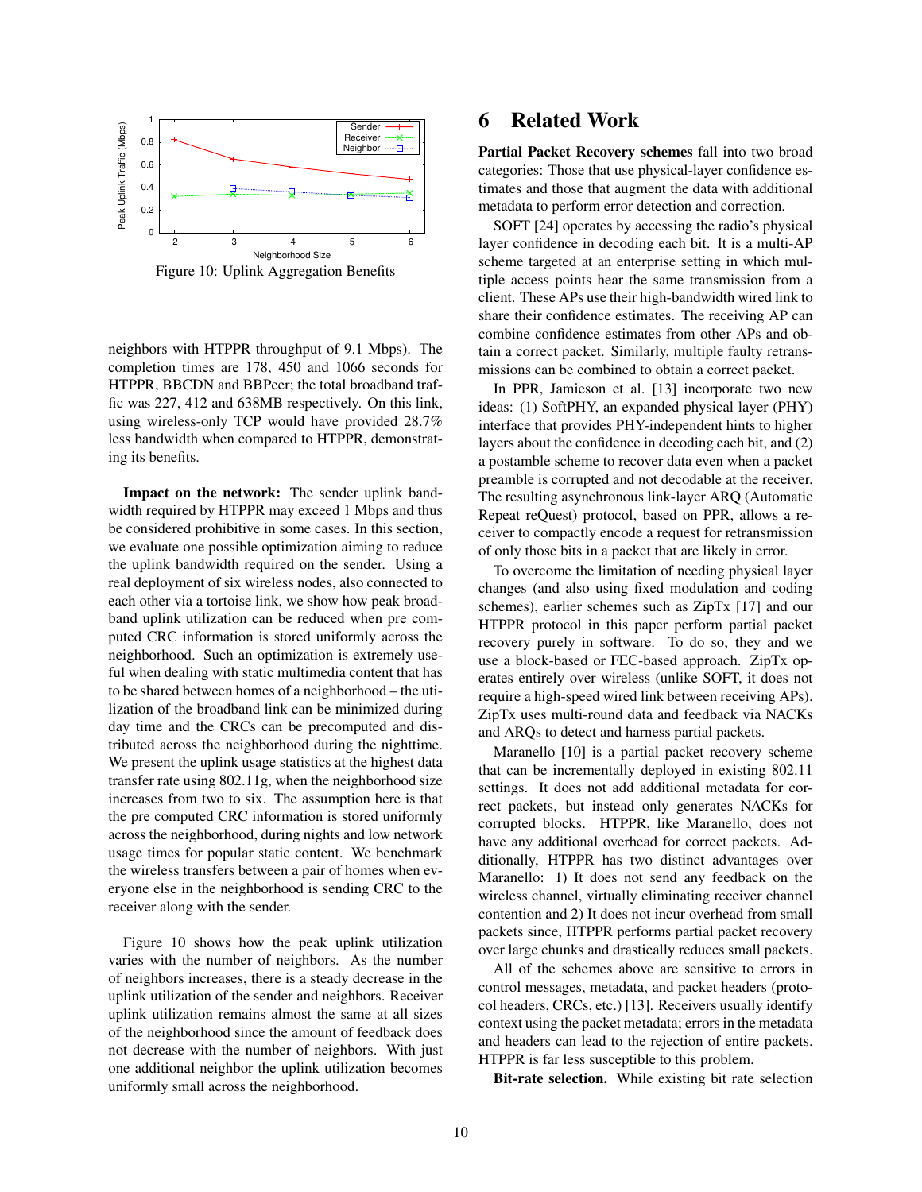Figure 10: Uplink Aggregation Benefits

neighbors with HTPPR throughput of 9.1 Mbps). The completion times are 178, 450 and 1066 seconds for HTPPR, BBCDN and BBPeer; the total broadband traffic was 227, 412 and 638MB respectively. On this link, using wireless-only TCP would have provided 28.7% less bandwidth when compared to HTPPR, demonstrating its benefits.

**Impact on the network:** The sender uplink bandwidth required by HTPPR may exceed 1 Mbps and thus be considered prohibitive in some cases. In this section, we evaluate one possible optimization aiming to reduce the uplink bandwidth required on the sender. Using a real deployment of six wireless nodes, also connected to each other via a tortoise link, we show how peak broadband uplink utilization can be reduced when pre computed CRC information is stored uniformly across the neighborhood. Such an optimization is extremely useful when dealing with static multimedia content that has to be shared between homes of a neighborhood – the utilization of the broadband link can be minimized during day time and the CRCs can be precomputed and distributed across the neighborhood during the nighttime. We present the uplink usage statistics at the highest data transfer rate using 802.11g, when the neighborhood size increases from two to six. The assumption here is that the pre computed CRC information is stored uniformly across the neighborhood, during nights and low network usage times for popular static content. We benchmark the wireless transfers between a pair of homes when everyone else in the neighborhood is sending CRC to the receiver along with the sender.

Figure 10 shows how the peak uplink utilization varies with the number of neighbors. As the number of neighbors increases, there is a steady decrease in the uplink utilization of the sender and neighbors. Receiver uplink utilization remains almost the same at all sizes of the neighborhood since the amount of feedback does not decrease with the number of neighbors. With just one additional neighbor the uplink utilization becomes uniformly small across the neighborhood.

# 6 Related Work

**Partial Packet Recovery schemes** fall into two broad categories: Those that use physical-layer confidence estimates and those that augment the data with additional metadata to perform error detection and correction.

SOFT [24] operates by accessing the radio's physical layer confidence in decoding each bit. It is a multi-AP scheme targeted at an enterprise setting in which multiple access points hear the same transmission from a client. These APs use their high-bandwidth wired link to share their confidence estimates. The receiving AP can combine confidence estimates from other APs and obtain a correct packet. Similarly, multiple faulty retransmissions can be combined to obtain a correct packet.

In PPR, Jamieson et al. [13] incorporate two new ideas: (1) SoftPHY, an expanded physical layer (PHY) interface that provides PHY-independent hints to higher layers about the confidence in decoding each bit, and (2) a postamble scheme to recover data even when a packet preamble is corrupted and not decodable at the receiver. The resulting asynchronous link-layer ARQ (Automatic Repeat reQuest) protocol, based on PPR, allows a receiver to compactly encode a request for retransmission of only those bits in a packet that are likely in error.

To overcome the limitation of needing physical layer changes (and also using fixed modulation and coding schemes), earlier schemes such as ZipTx [17] and our HTPPR protocol in this paper perform partial packet recovery purely in software. To do so, they and we use a block-based or FEC-based approach. ZipTx operates entirely over wireless (unlike SOFT, it does not require a high-speed wired link between receiving APs). ZipTx uses multi-round data and feedback via NACKs and ARQs to detect and harness partial packets.

Maranello [10] is a partial packet recovery scheme that can be incrementally deployed in existing 802.11 settings. It does not add additional metadata for correct packets, but instead only generates NACKs for corrupted blocks. HTPPR, like Maranello, does not have any additional overhead for correct packets. Additionally, HTPPR has two distinct advantages over Maranello: 1) It does not send any feedback on the wireless channel, virtually eliminating receiver channel contention and 2) It does not incur overhead from small packets since, HTPPR performs partial packet recovery over large chunks and drastically reduces small packets.

All of the schemes above are sensitive to errors in control messages, metadata, and packet headers (protocol headers, CRCs, etc.) [13]. Receivers usually identify context using the packet metadata; errors in the metadata and headers can lead to the rejection of entire packets. HTPPR is far less susceptible to this problem.

**Bit-rate selection.** While existing bit rate selection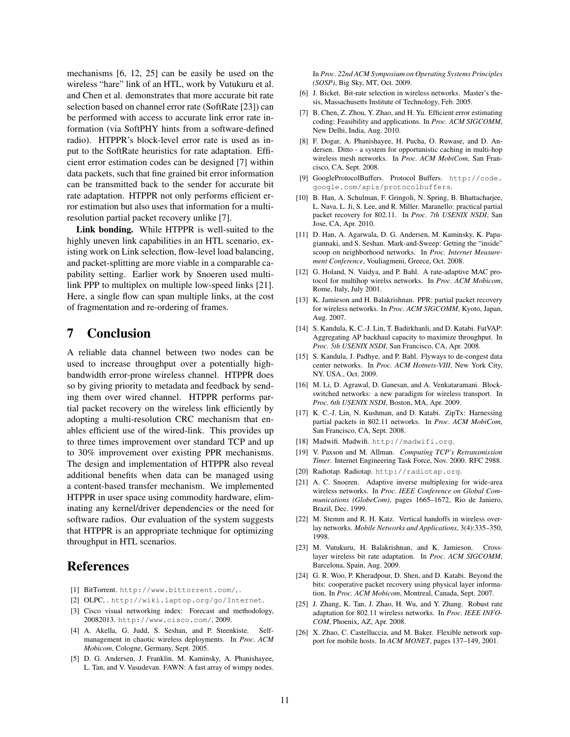mechanisms [6, 12, 25] can be easily be used on the wireless "hare" link of an HTL, work by Vutukuru et al. and Chen et al. demonstrates that more accurate bit rate selection based on channel error rate (SoftRate [23]) can be performed with access to accurate link error rate information (via SoftPHY hints from a software-defined radio). HTPPR's block-level error rate is used as input to the SoftRate heuristics for rate adaptation. Efficient error estimation codes can be designed [7] within data packets, such that fine grained bit error information can be transmitted back to the sender for accurate bit rate adaptation. HTPPR not only performs efficient error estimation but also uses that information for a multi-resolution partial packet recovery unlike [7].

**Link bonding.** While HTPPR is well-suited to the highly uneven link capabilities in an HTL scenario, existing work on Link selection, flow-level load balancing, and packet-splitting are more viable in a comparable capability setting. Earlier work by Snoeren used multilink PPP to multiplex on multiple low-speed links [21]. Here, a single flow can span multiple links, at the cost of fragmentation and re-ordering of frames.

# 7 Conclusion

A reliable data channel between two nodes can be used to increase throughput over a potentially high-bandwidth error-prone wireless channel. HTPPR does so by giving priority to metadata and feedback by sending them over wired channel. HTPPR performs partial packet recovery on the wireless link efficiently by adopting a multi-resolution CRC mechanism that enables efficient use of the wired-link. This provides up to three times improvement over standard TCP and up to 30% improvement over existing PPR mechanisms. The design and implementation of HTPPR also reveal additional benefits when data can be managed using a content-based transfer mechanism. We implemented HTPPR in user space using commodity hardware, eliminating any kernel/driver dependencies or the need for software radios. Our evaluation of the system suggests that HTPPR is an appropriate technique for optimizing throughput in HTL scenarios.

# References

[1] BitTorrent. http://www.bittorrent.com/, .

[2] OLPC, . http://wiki.laptop.org/go/Internet.

[3] Cisco visual networking index: Forecast and methodology, 20082013. http://www.cisco.com/, 2009.

[4] A. Akella, G. Judd, S. Seshan, and P. Steenkiste. Self-management in chaotic wireless deployments. In *Proc. ACM Mobicom*, Cologne, Germany, Sept. 2005.

[5] D. G. Andersen, J. Franklin, M. Kaminsky, A. Phanishayee, L. Tan, and V. Vasudevan. FAWN: A fast array of wimpy nodes. In *Proc. 22nd ACM Symposium on Operating Systems Principles (SOSP)*, Big Sky, MT, Oct. 2009.

[6] J. Bicket. Bit-rate selection in wireless networks. Master's thesis, Massachusetts Institute of Technology, Feb. 2005.

[7] B. Chen, Z. Zhou, Y. Zhao, and H. Yu. Efficient error estimating coding: Feasibility and applications. In *Proc. ACM SIGCOMM*, New Delhi, India, Aug. 2010.

[8] F. Dogar, A. Phanishayee, H. Pucha, O. Ruwase, and D. Andersen. Ditto - a system for opportunistic caching in multi-hop wireless mesh networks. In *Proc. ACM MobiCom*, San Francisco, CA, Sept. 2008.

[9] GoogleProtocolBuffers. Protocol Buffers. http://code.google.com/apis/protocolbuffers.

[10] B. Han, A. Schulman, F. Gringoli, N. Spring, B. Bhattacharjee, L. Nava, L. Ji, S. Lee, and R. Miller. Maranello: practical partial packet recovery for 802.11. In *Proc. 7th USENIX NSDI*, San Jose, CA, Apr. 2010.

[11] D. Han, A. Agarwala, D. G. Andersen, M. Kaminsky, K. Papagiannaki, and S. Seshan. Mark-and-Sweep: Getting the "inside" scoop on neighborhood networks. In *Proc. Internet Measurement Conference*, Vouliagmeni, Greece, Oct. 2008.

[12] G. Holand, N. Vaidya, and P. Bahl. A rate-adaptive MAC protocol for multihop wirelss networks. In *Proc. ACM Mobicom*, Rome, Italy, July 2001.

[13] K. Jamieson and H. Balakrishnan. PPR: partial packet recovery for wireless networks. In *Proc. ACM SIGCOMM*, Kyoto, Japan, Aug. 2007.

[14] S. Kandula, K. C.-J. Lin, T. Badirkhanli, and D. Katabi. FatVAP: Aggregating AP backhaul capacity to maximize throughput. In *Proc. 5th USENIX NSDI*, San Francisco, CA, Apr. 2008.

[15] S. Kandula, J. Padhye, and P. Bahl. Flyways to de-congest data center networks. In *Proc. ACM Hotnets-VIII*, New York City, NY. USA., Oct. 2009.

[16] M. Li, D. Agrawal, D. Ganesan, and A. Venkataramani. Block-switched networks: a new paradigm for wireless transport. In *Proc. 6th USENIX NSDI*, Boston, MA, Apr. 2009.

[17] K. C.-J. Lin, N. Kushman, and D. Katabi. ZipTx: Harnessing partial packets in 802.11 networks. In *Proc. ACM MobiCom*, San Francisco, CA, Sept. 2008.

[18] Madwifi. Madwifi. http://madwifi.org.

[19] V. Paxson and M. Allman. *Computing TCP's Retransmission Timer*. Internet Engineering Task Force, Nov. 2000. RFC 2988.

[20] Radiotap. Radiotap. http://radiotap.org.

[21] A. C. Snoeren. Adaptive inverse multiplexing for wide-area wireless networks. In *Proc. IEEE Conference on Global Communications (GlobeCom)*, pages 1665–1672, Rio de Janiero, Brazil, Dec. 1999.

[22] M. Stemm and R. H. Katz. Vertical handoffs in wireless overlay networks. *Mobile Networks and Applications*, 3(4):335–350, 1998.

[23] M. Vutukuru, H. Balakrishnan, and K. Jamieson. Cross-layer wireless bit rate adaptation. In *Proc. ACM SIGCOMM*, Barcelona, Spain, Aug. 2009.

[24] G. R. Woo, P. Kheradpour, D. Shen, and D. Katabi. Beyond the bits: cooperative packet recovery using physical layer information. In *Proc. ACM Mobicom*, Montreal, Canada, Sept. 2007.

[25] J. Zhang, K. Tan, J. Zhao, H. Wu, and Y. Zhang. Robust rate adaptation for 802.11 wireless networks. In *Proc. IEEE INFOCOM*, Phoenix, AZ, Apr. 2008.

[26] X. Zhao, C. Castelluccia, and M. Baker. Flexible network support for mobile hosts. In *ACM MONET*, pages 137–149, 2001.